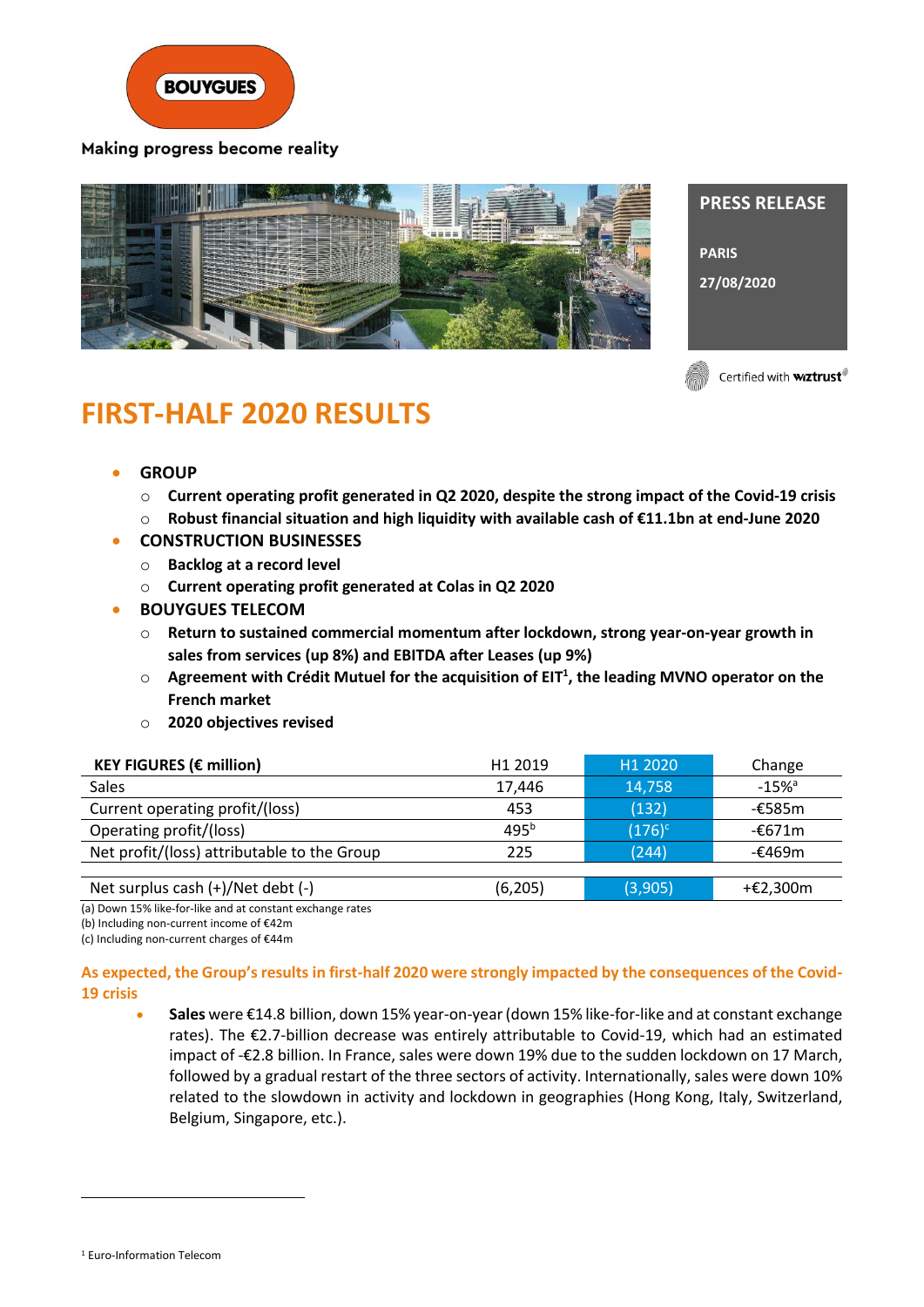Making progress become reality

PRESS RELEASE

PARIS

27/08/2020

Certified with wiztrust

# FIRST-HALF 2020 RESULTS

- **GROUP**
  - **Current operating profit generated in Q2 2020, despite the strong impact of the Covid-19 crisis**
  - **Robust financial situation and high liquidity with available cash of €11.1bn at end-June 2020**
- **CONSTRUCTION BUSINESSES**
  - **Backlog at a record level**
  - **Current operating profit generated at Colas in Q2 2020**
- **BOUYGUES TELECOM**
  - **Return to sustained commercial momentum after lockdown, strong year-on-year growth in sales from services (up 8%) and EBITDA after Leases (up 9%)**
  - **Agreement with Crédit Mutuel for the acquisition of EIT[1], the leading MVNO operator on the French market**
  - **2020 objectives revised**

| KEY FIGURES (€ million) | H1 2019 | H1 2020 | Change |
|---|---|---|---|
| Sales | 17,446 | 14,758 | -15%[a] |
| Current operating profit/(loss) | 453 | (132) | -€585m |
| Operating profit/(loss) | 495[b] | (176)[c] | -€671m |
| Net profit/(loss) attributable to the Group | 225 | (244) | -€469m |
| | | | |
| Net surplus cash (+)/Net debt (-) | (6,205) | (3,905) | +€2,300m |

(a) Down 15% like-for-like and at constant exchange rates
(b) Including non-current income of €42m
(c) Including non-current charges of €44m

**As expected, the Group's results in first-half 2020 were strongly impacted by the consequences of the Covid-19 crisis**

- **Sales** were €14.8 billion, down 15% year-on-year (down 15% like-for-like and at constant exchange rates). The €2.7-billion decrease was entirely attributable to Covid-19, which had an estimated impact of -€2.8 billion. In France, sales were down 19% due to the sudden lockdown on 17 March, followed by a gradual restart of the three sectors of activity. Internationally, sales were down 10% related to the slowdown in activity and lockdown in geographies (Hong Kong, Italy, Switzerland, Belgium, Singapore, etc.).

[1] Euro-Information Telecom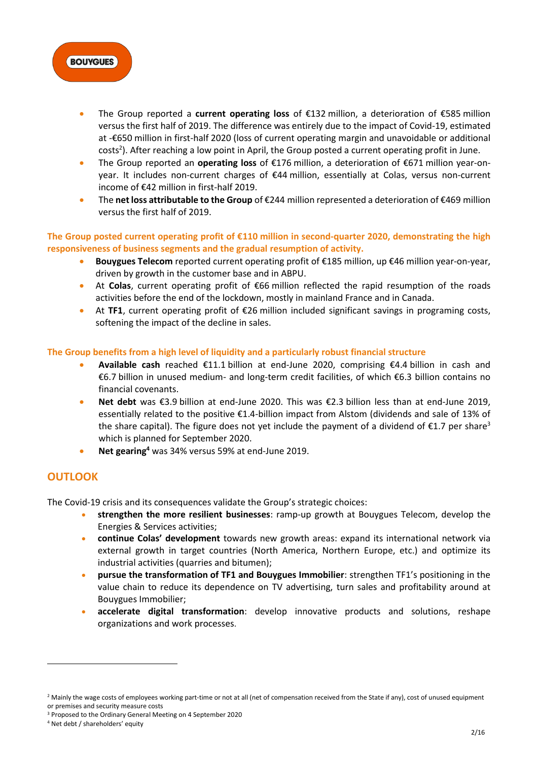- The Group reported a **current operating loss** of €132 million, a deterioration of €585 million versus the first half of 2019. The difference was entirely due to the impact of Covid-19, estimated at -€650 million in first-half 2020 (loss of current operating margin and unavoidable or additional costs[2]). After reaching a low point in April, the Group posted a current operating profit in June.
- The Group reported an **operating loss** of €176 million, a deterioration of €671 million year-on-year. It includes non-current charges of €44 million, essentially at Colas, versus non-current income of €42 million in first-half 2019.
- The **net loss attributable to the Group** of €244 million represented a deterioration of €469 million versus the first half of 2019.

**The Group posted current operating profit of €110 million in second-quarter 2020, demonstrating the high responsiveness of business segments and the gradual resumption of activity.**

- **Bouygues Telecom** reported current operating profit of €185 million, up €46 million year-on-year, driven by growth in the customer base and in ABPU.
- At **Colas**, current operating profit of €66 million reflected the rapid resumption of the roads activities before the end of the lockdown, mostly in mainland France and in Canada.
- At **TF1**, current operating profit of €26 million included significant savings in programing costs, softening the impact of the decline in sales.

**The Group benefits from a high level of liquidity and a particularly robust financial structure**

- **Available cash** reached €11.1 billion at end-June 2020, comprising €4.4 billion in cash and €6.7 billion in unused medium- and long-term credit facilities, of which €6.3 billion contains no financial covenants.
- **Net debt** was €3.9 billion at end-June 2020. This was €2.3 billion less than at end-June 2019, essentially related to the positive €1.4-billion impact from Alstom (dividends and sale of 13% of the share capital). The figure does not yet include the payment of a dividend of €1.7 per share[3] which is planned for September 2020.
- **Net gearing[4]** was 34% versus 59% at end-June 2019.

## OUTLOOK

The Covid-19 crisis and its consequences validate the Group's strategic choices:

- **strengthen the more resilient businesses**: ramp-up growth at Bouygues Telecom, develop the Energies & Services activities;
- **continue Colas' development** towards new growth areas: expand its international network via external growth in target countries (North America, Northern Europe, etc.) and optimize its industrial activities (quarries and bitumen);
- **pursue the transformation of TF1 and Bouygues Immobilier**: strengthen TF1's positioning in the value chain to reduce its dependence on TV advertising, turn sales and profitability around at Bouygues Immobilier;
- **accelerate digital transformation**: develop innovative products and solutions, reshape organizations and work processes.

---

[2] Mainly the wage costs of employees working part-time or not at all (net of compensation received from the State if any), cost of unused equipment or premises and security measure costs

[3] Proposed to the Ordinary General Meeting on 4 September 2020

[4] Net debt / shareholders' equity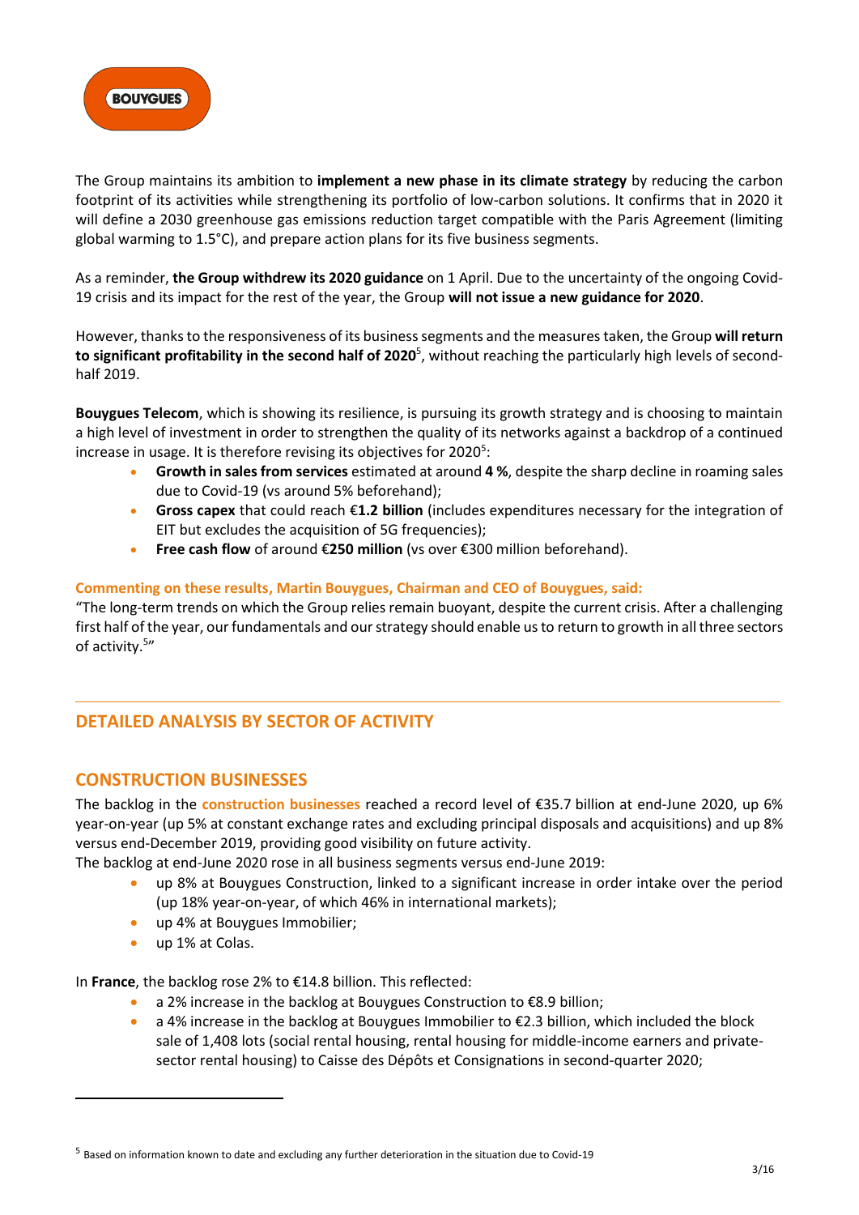The Group maintains its ambition to **implement a new phase in its climate strategy** by reducing the carbon footprint of its activities while strengthening its portfolio of low-carbon solutions. It confirms that in 2020 it will define a 2030 greenhouse gas emissions reduction target compatible with the Paris Agreement (limiting global warming to 1.5°C), and prepare action plans for its five business segments.

As a reminder, **the Group withdrew its 2020 guidance** on 1 April. Due to the uncertainty of the ongoing Covid-19 crisis and its impact for the rest of the year, the Group **will not issue a new guidance for 2020**.

However, thanks to the responsiveness of its business segments and the measures taken, the Group **will return to significant profitability in the second half of 2020**[5], without reaching the particularly high levels of second-half 2019.

**Bouygues Telecom**, which is showing its resilience, is pursuing its growth strategy and is choosing to maintain a high level of investment in order to strengthen the quality of its networks against a backdrop of a continued increase in usage. It is therefore revising its objectives for 2020[5]:

- **Growth in sales from services** estimated at around **4 %**, despite the sharp decline in roaming sales due to Covid-19 (vs around 5% beforehand);
- **Gross capex** that could reach €**1.2 billion** (includes expenditures necessary for the integration of EIT but excludes the acquisition of 5G frequencies);
- **Free cash flow** of around €**250 million** (vs over €300 million beforehand).

**Commenting on these results, Martin Bouygues, Chairman and CEO of Bouygues, said:**

"The long-term trends on which the Group relies remain buoyant, despite the current crisis. After a challenging first half of the year, our fundamentals and our strategy should enable us to return to growth in all three sectors of activity.[5]"

## DETAILED ANALYSIS BY SECTOR OF ACTIVITY

## CONSTRUCTION BUSINESSES

The backlog in the **construction businesses** reached a record level of €35.7 billion at end-June 2020, up 6% year-on-year (up 5% at constant exchange rates and excluding principal disposals and acquisitions) and up 8% versus end-December 2019, providing good visibility on future activity.

The backlog at end-June 2020 rose in all business segments versus end-June 2019:

- up 8% at Bouygues Construction, linked to a significant increase in order intake over the period (up 18% year-on-year, of which 46% in international markets);
- up 4% at Bouygues Immobilier;
- up 1% at Colas.

In **France**, the backlog rose 2% to €14.8 billion. This reflected:

- a 2% increase in the backlog at Bouygues Construction to €8.9 billion;
- a 4% increase in the backlog at Bouygues Immobilier to €2.3 billion, which included the block sale of 1,408 lots (social rental housing, rental housing for middle-income earners and private-sector rental housing) to Caisse des Dépôts et Consignations in second-quarter 2020;

[5] Based on information known to date and excluding any further deterioration in the situation due to Covid-19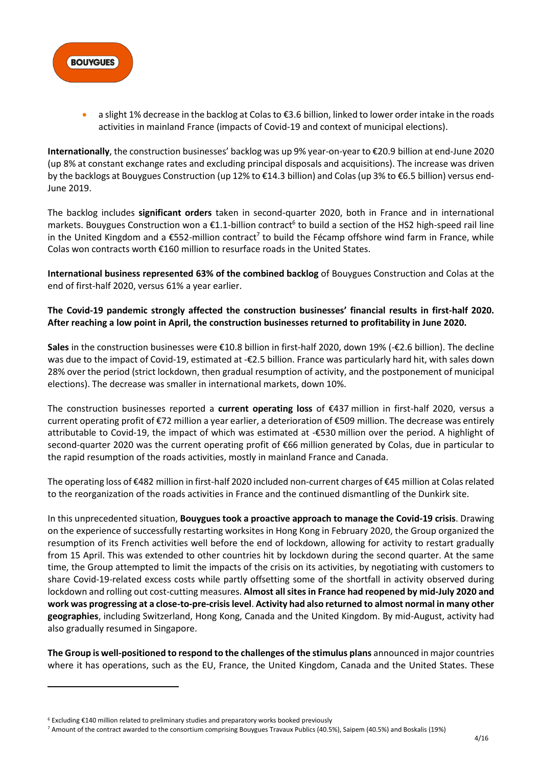- a slight 1% decrease in the backlog at Colas to €3.6 billion, linked to lower order intake in the roads activities in mainland France (impacts of Covid-19 and context of municipal elections).

**Internationally**, the construction businesses' backlog was up 9% year-on-year to €20.9 billion at end-June 2020 (up 8% at constant exchange rates and excluding principal disposals and acquisitions). The increase was driven by the backlogs at Bouygues Construction (up 12% to €14.3 billion) and Colas (up 3% to €6.5 billion) versus end-June 2019.

The backlog includes **significant orders** taken in second-quarter 2020, both in France and in international markets. Bouygues Construction won a €1.1-billion contract[6] to build a section of the HS2 high-speed rail line in the United Kingdom and a €552-million contract[7] to build the Fécamp offshore wind farm in France, while Colas won contracts worth €160 million to resurface roads in the United States.

**International business represented 63% of the combined backlog** of Bouygues Construction and Colas at the end of first-half 2020, versus 61% a year earlier.

**The Covid-19 pandemic strongly affected the construction businesses' financial results in first-half 2020. After reaching a low point in April, the construction businesses returned to profitability in June 2020.**

**Sales** in the construction businesses were €10.8 billion in first-half 2020, down 19% (-€2.6 billion). The decline was due to the impact of Covid-19, estimated at -€2.5 billion. France was particularly hard hit, with sales down 28% over the period (strict lockdown, then gradual resumption of activity, and the postponement of municipal elections). The decrease was smaller in international markets, down 10%.

The construction businesses reported a **current operating loss** of €437 million in first-half 2020, versus a current operating profit of €72 million a year earlier, a deterioration of €509 million. The decrease was entirely attributable to Covid-19, the impact of which was estimated at -€530 million over the period. A highlight of second-quarter 2020 was the current operating profit of €66 million generated by Colas, due in particular to the rapid resumption of the roads activities, mostly in mainland France and Canada.

The operating loss of €482 million in first-half 2020 included non-current charges of €45 million at Colas related to the reorganization of the roads activities in France and the continued dismantling of the Dunkirk site.

In this unprecedented situation, **Bouygues took a proactive approach to manage the Covid-19 crisis**. Drawing on the experience of successfully restarting worksites in Hong Kong in February 2020, the Group organized the resumption of its French activities well before the end of lockdown, allowing for activity to restart gradually from 15 April. This was extended to other countries hit by lockdown during the second quarter. At the same time, the Group attempted to limit the impacts of the crisis on its activities, by negotiating with customers to share Covid-19-related excess costs while partly offsetting some of the shortfall in activity observed during lockdown and rolling out cost-cutting measures. **Almost all sites in France had reopened by mid-July 2020 and work was progressing at a close-to-pre-crisis level**. **Activity had also returned to almost normal in many other geographies**, including Switzerland, Hong Kong, Canada and the United Kingdom. By mid-August, activity had also gradually resumed in Singapore.

**The Group is well-positioned to respond to the challenges of the stimulus plans** announced in major countries where it has operations, such as the EU, France, the United Kingdom, Canada and the United States. These

---

[6] Excluding €140 million related to preliminary studies and preparatory works booked previously

[7] Amount of the contract awarded to the consortium comprising Bouygues Travaux Publics (40.5%), Saipem (40.5%) and Boskalis (19%)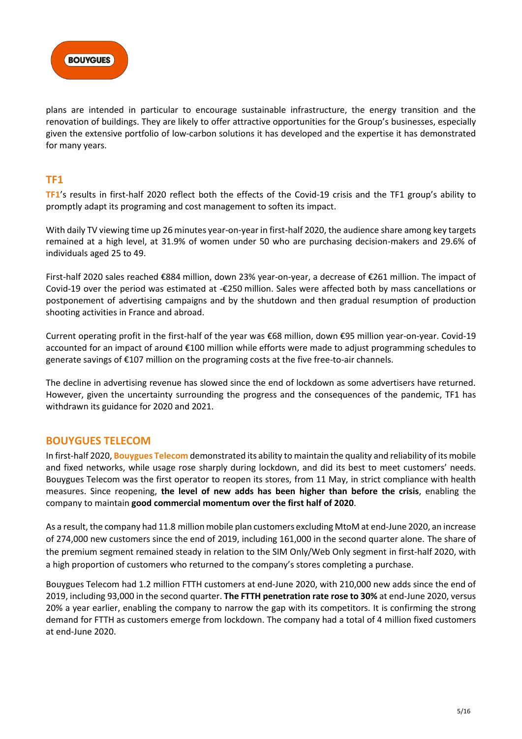plans are intended in particular to encourage sustainable infrastructure, the energy transition and the renovation of buildings. They are likely to offer attractive opportunities for the Group's businesses, especially given the extensive portfolio of low-carbon solutions it has developed and the expertise it has demonstrated for many years.

## TF1

**TF1**'s results in first-half 2020 reflect both the effects of the Covid-19 crisis and the TF1 group's ability to promptly adapt its programing and cost management to soften its impact.

With daily TV viewing time up 26 minutes year-on-year in first-half 2020, the audience share among key targets remained at a high level, at 31.9% of women under 50 who are purchasing decision-makers and 29.6% of individuals aged 25 to 49.

First-half 2020 sales reached €884 million, down 23% year-on-year, a decrease of €261 million. The impact of Covid-19 over the period was estimated at -€250 million. Sales were affected both by mass cancellations or postponement of advertising campaigns and by the shutdown and then gradual resumption of production shooting activities in France and abroad.

Current operating profit in the first-half of the year was €68 million, down €95 million year-on-year. Covid-19 accounted for an impact of around €100 million while efforts were made to adjust programming schedules to generate savings of €107 million on the programing costs at the five free-to-air channels.

The decline in advertising revenue has slowed since the end of lockdown as some advertisers have returned. However, given the uncertainty surrounding the progress and the consequences of the pandemic, TF1 has withdrawn its guidance for 2020 and 2021.

## BOUYGUES TELECOM

In first-half 2020, **Bouygues Telecom** demonstrated its ability to maintain the quality and reliability of its mobile and fixed networks, while usage rose sharply during lockdown, and did its best to meet customers' needs. Bouygues Telecom was the first operator to reopen its stores, from 11 May, in strict compliance with health measures. Since reopening, **the level of new adds has been higher than before the crisis**, enabling the company to maintain **good commercial momentum over the first half of 2020**.

As a result, the company had 11.8 million mobile plan customers excluding MtoM at end-June 2020, an increase of 274,000 new customers since the end of 2019, including 161,000 in the second quarter alone. The share of the premium segment remained steady in relation to the SIM Only/Web Only segment in first-half 2020, with a high proportion of customers who returned to the company's stores completing a purchase.

Bouygues Telecom had 1.2 million FTTH customers at end-June 2020, with 210,000 new adds since the end of 2019, including 93,000 in the second quarter. **The FTTH penetration rate rose to 30%** at end-June 2020, versus 20% a year earlier, enabling the company to narrow the gap with its competitors. It is confirming the strong demand for FTTH as customers emerge from lockdown. The company had a total of 4 million fixed customers at end-June 2020.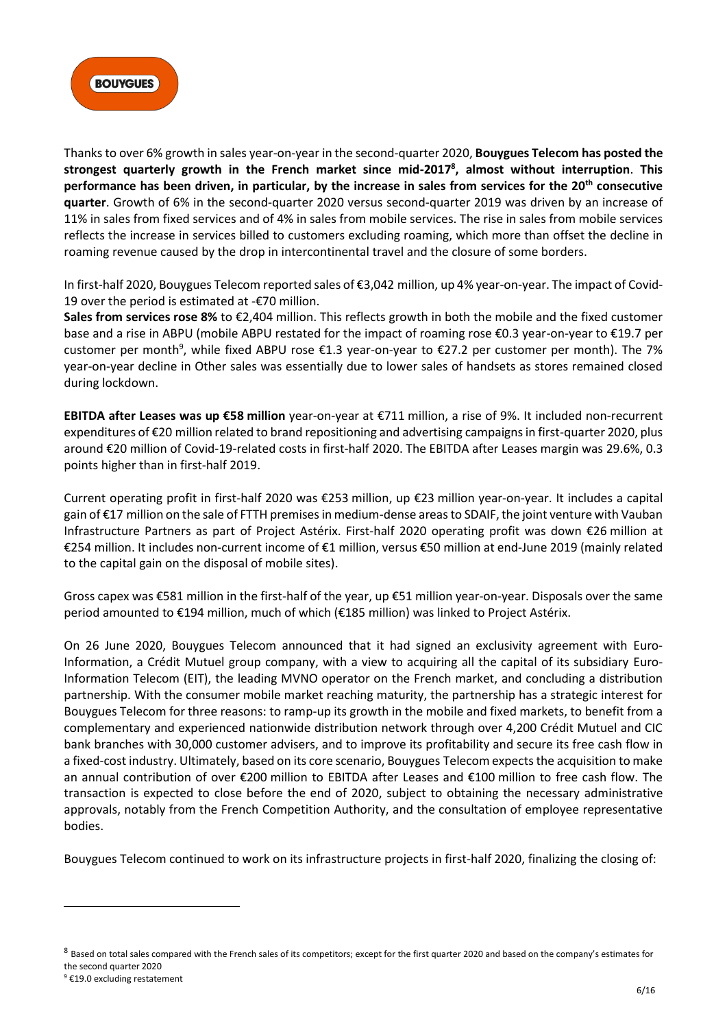Thanks to over 6% growth in sales year-on-year in the second-quarter 2020, **Bouygues Telecom has posted the strongest quarterly growth in the French market since mid-2017[8], almost without interruption**. **This performance has been driven, in particular, by the increase in sales from services for the 20th consecutive quarter**. Growth of 6% in the second-quarter 2020 versus second-quarter 2019 was driven by an increase of 11% in sales from fixed services and of 4% in sales from mobile services. The rise in sales from mobile services reflects the increase in services billed to customers excluding roaming, which more than offset the decline in roaming revenue caused by the drop in intercontinental travel and the closure of some borders.

In first-half 2020, Bouygues Telecom reported sales of €3,042 million, up 4% year-on-year. The impact of Covid-19 over the period is estimated at -€70 million.

**Sales from services rose 8%** to €2,404 million. This reflects growth in both the mobile and the fixed customer base and a rise in ABPU (mobile ABPU restated for the impact of roaming rose €0.3 year-on-year to €19.7 per customer per month[9], while fixed ABPU rose €1.3 year-on-year to €27.2 per customer per month). The 7% year-on-year decline in Other sales was essentially due to lower sales of handsets as stores remained closed during lockdown.

**EBITDA after Leases was up €58 million** year-on-year at €711 million, a rise of 9%. It included non-recurrent expenditures of €20 million related to brand repositioning and advertising campaigns in first-quarter 2020, plus around €20 million of Covid-19-related costs in first-half 2020. The EBITDA after Leases margin was 29.6%, 0.3 points higher than in first-half 2019.

Current operating profit in first-half 2020 was €253 million, up €23 million year-on-year. It includes a capital gain of €17 million on the sale of FTTH premises in medium-dense areas to SDAIF, the joint venture with Vauban Infrastructure Partners as part of Project Astérix. First-half 2020 operating profit was down €26 million at €254 million. It includes non-current income of €1 million, versus €50 million at end-June 2019 (mainly related to the capital gain on the disposal of mobile sites).

Gross capex was €581 million in the first-half of the year, up €51 million year-on-year. Disposals over the same period amounted to €194 million, much of which (€185 million) was linked to Project Astérix.

On 26 June 2020, Bouygues Telecom announced that it had signed an exclusivity agreement with Euro-Information, a Crédit Mutuel group company, with a view to acquiring all the capital of its subsidiary Euro-Information Telecom (EIT), the leading MVNO operator on the French market, and concluding a distribution partnership. With the consumer mobile market reaching maturity, the partnership has a strategic interest for Bouygues Telecom for three reasons: to ramp-up its growth in the mobile and fixed markets, to benefit from a complementary and experienced nationwide distribution network through over 4,200 Crédit Mutuel and CIC bank branches with 30,000 customer advisers, and to improve its profitability and secure its free cash flow in a fixed-cost industry. Ultimately, based on its core scenario, Bouygues Telecom expects the acquisition to make an annual contribution of over €200 million to EBITDA after Leases and €100 million to free cash flow. The transaction is expected to close before the end of 2020, subject to obtaining the necessary administrative approvals, notably from the French Competition Authority, and the consultation of employee representative bodies.

Bouygues Telecom continued to work on its infrastructure projects in first-half 2020, finalizing the closing of:

---

[8] Based on total sales compared with the French sales of its competitors; except for the first quarter 2020 and based on the company's estimates for the second quarter 2020

[9] €19.0 excluding restatement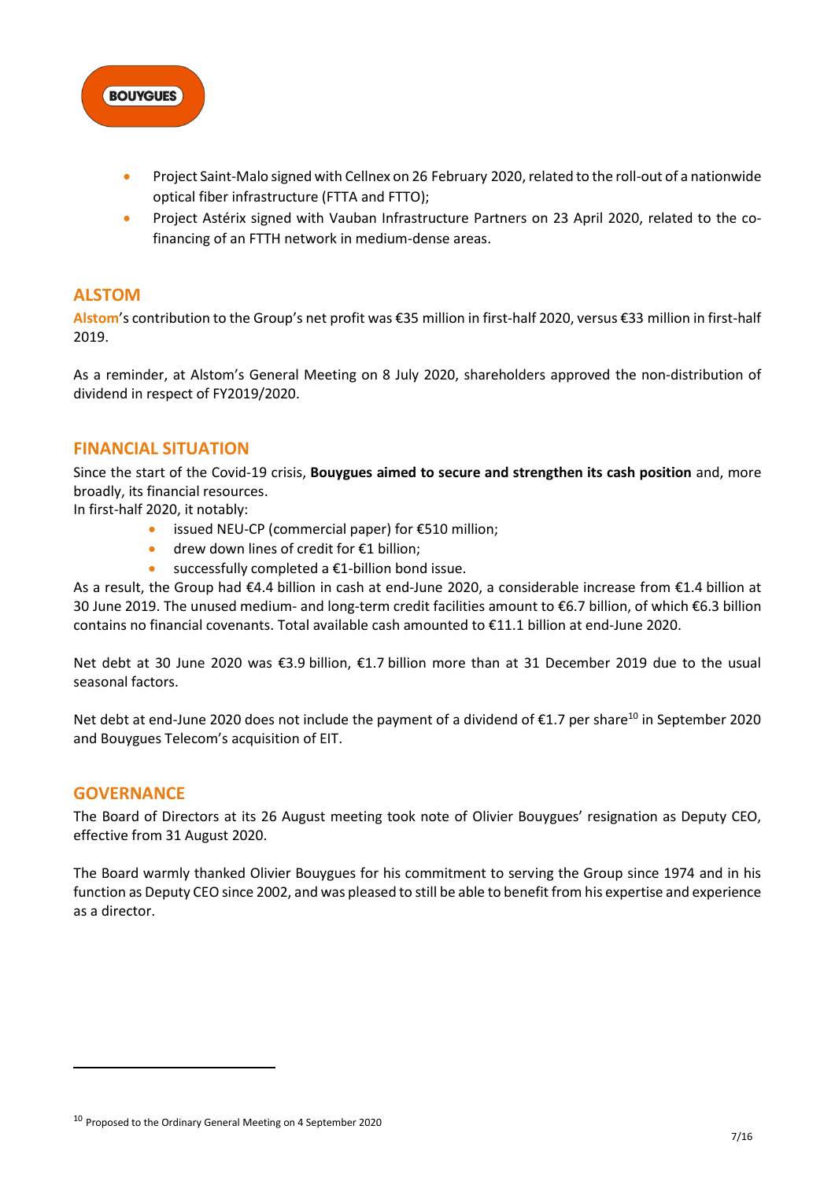- Project Saint-Malo signed with Cellnex on 26 February 2020, related to the roll-out of a nationwide optical fiber infrastructure (FTTA and FTTO);
- Project Astérix signed with Vauban Infrastructure Partners on 23 April 2020, related to the co-financing of an FTTH network in medium-dense areas.

## ALSTOM

**Alstom**'s contribution to the Group's net profit was €35 million in first-half 2020, versus €33 million in first-half 2019.

As a reminder, at Alstom's General Meeting on 8 July 2020, shareholders approved the non-distribution of dividend in respect of FY2019/2020.

## FINANCIAL SITUATION

Since the start of the Covid-19 crisis, **Bouygues aimed to secure and strengthen its cash position** and, more broadly, its financial resources.
In first-half 2020, it notably:

- issued NEU-CP (commercial paper) for €510 million;
- drew down lines of credit for €1 billion;
- successfully completed a €1-billion bond issue.

As a result, the Group had €4.4 billion in cash at end-June 2020, a considerable increase from €1.4 billion at 30 June 2019. The unused medium- and long-term credit facilities amount to €6.7 billion, of which €6.3 billion contains no financial covenants. Total available cash amounted to €11.1 billion at end-June 2020.

Net debt at 30 June 2020 was €3.9 billion, €1.7 billion more than at 31 December 2019 due to the usual seasonal factors.

Net debt at end-June 2020 does not include the payment of a dividend of €1.7 per share[10] in September 2020 and Bouygues Telecom's acquisition of EIT.

## GOVERNANCE

The Board of Directors at its 26 August meeting took note of Olivier Bouygues' resignation as Deputy CEO, effective from 31 August 2020.

The Board warmly thanked Olivier Bouygues for his commitment to serving the Group since 1974 and in his function as Deputy CEO since 2002, and was pleased to still be able to benefit from his expertise and experience as a director.

[10] Proposed to the Ordinary General Meeting on 4 September 2020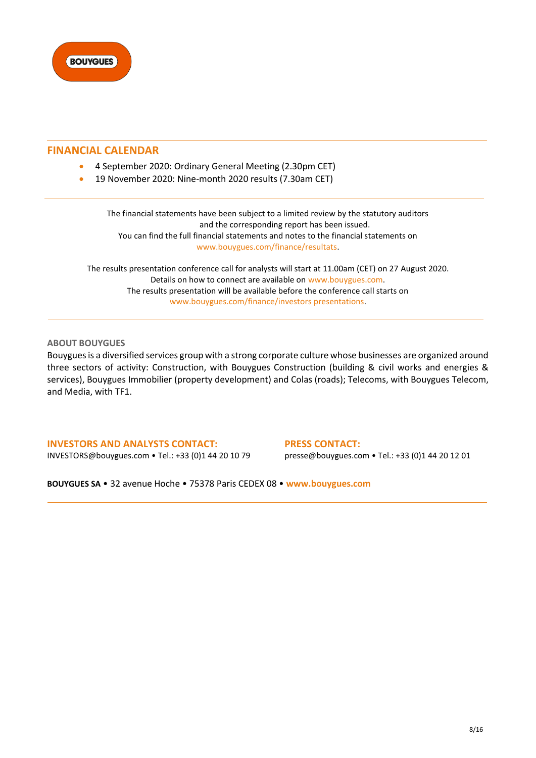## FINANCIAL CALENDAR

- 4 September 2020: Ordinary General Meeting (2.30pm CET)
- 19 November 2020: Nine-month 2020 results (7.30am CET)

The financial statements have been subject to a limited review by the statutory auditors and the corresponding report has been issued.
You can find the full financial statements and notes to the financial statements on www.bouygues.com/finance/resultats.

The results presentation conference call for analysts will start at 11.00am (CET) on 27 August 2020.
Details on how to connect are available on www.bouygues.com.
The results presentation will be available before the conference call starts on www.bouygues.com/finance/investors presentations.

### ABOUT BOUYGUES

Bouygues is a diversified services group with a strong corporate culture whose businesses are organized around three sectors of activity: Construction, with Bouygues Construction (building & civil works and energies & services), Bouygues Immobilier (property development) and Colas (roads); Telecoms, with Bouygues Telecom, and Media, with TF1.

**INVESTORS AND ANALYSTS CONTACT:**
INVESTORS@bouygues.com • Tel.: +33 (0)1 44 20 10 79

**PRESS CONTACT:**
presse@bouygues.com • Tel.: +33 (0)1 44 20 12 01

**BOUYGUES SA** • 32 avenue Hoche • 75378 Paris CEDEX 08 • **www.bouygues.com**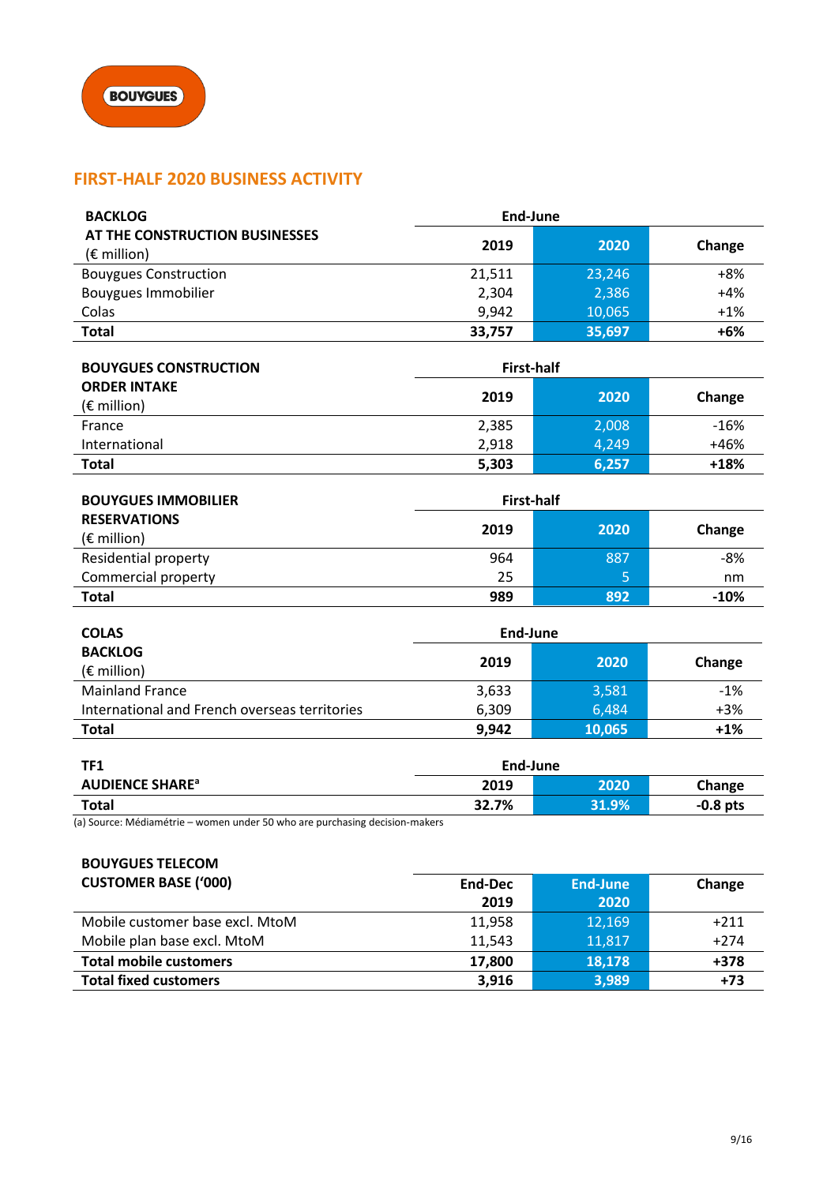## FIRST-HALF 2020 BUSINESS ACTIVITY

| BACKLOG AT THE CONSTRUCTION BUSINESSES (€ million) | End-June | | |
|---|---|---|---|
| | 2019 | 2020 | Change |
| Bouygues Construction | 21,511 | 23,246 | +8% |
| Bouygues Immobilier | 2,304 | 2,386 | +4% |
| Colas | 9,942 | 10,065 | +1% |
| **Total** | **33,757** | **35,697** | **+6%** |

| BOUYGUES CONSTRUCTION ORDER INTAKE (€ million) | First-half | | |
|---|---|---|---|
| | 2019 | 2020 | Change |
| France | 2,385 | 2,008 | -16% |
| International | 2,918 | 4,249 | +46% |
| **Total** | **5,303** | **6,257** | **+18%** |

| BOUYGUES IMMOBILIER RESERVATIONS (€ million) | First-half | | |
|---|---|---|---|
| | 2019 | 2020 | Change |
| Residential property | 964 | 887 | -8% |
| Commercial property | 25 | 5 | nm |
| **Total** | **989** | **892** | **-10%** |

| COLAS BACKLOG (€ million) | End-June | | |
|---|---|---|---|
| | 2019 | 2020 | Change |
| Mainland France | 3,633 | 3,581 | -1% |
| International and French overseas territories | 6,309 | 6,484 | +3% |
| **Total** | **9,942** | **10,065** | **+1%** |

| TF1 AUDIENCE SHARE[a] | End-June | | |
|---|---|---|---|
| | 2019 | 2020 | Change |
| **Total** | **32.7%** | **31.9%** | **-0.8 pts** |

(a) Source: Médiamétrie – women under 50 who are purchasing decision-makers

| BOUYGUES TELECOM CUSTOMER BASE ('000) | End-Dec 2019 | End-June 2020 | Change |
|---|---|---|---|
| Mobile customer base excl. MtoM | 11,958 | 12,169 | +211 |
| Mobile plan base excl. MtoM | 11,543 | 11,817 | +274 |
| **Total mobile customers** | **17,800** | **18,178** | **+378** |
| **Total fixed customers** | **3,916** | **3,989** | **+73** |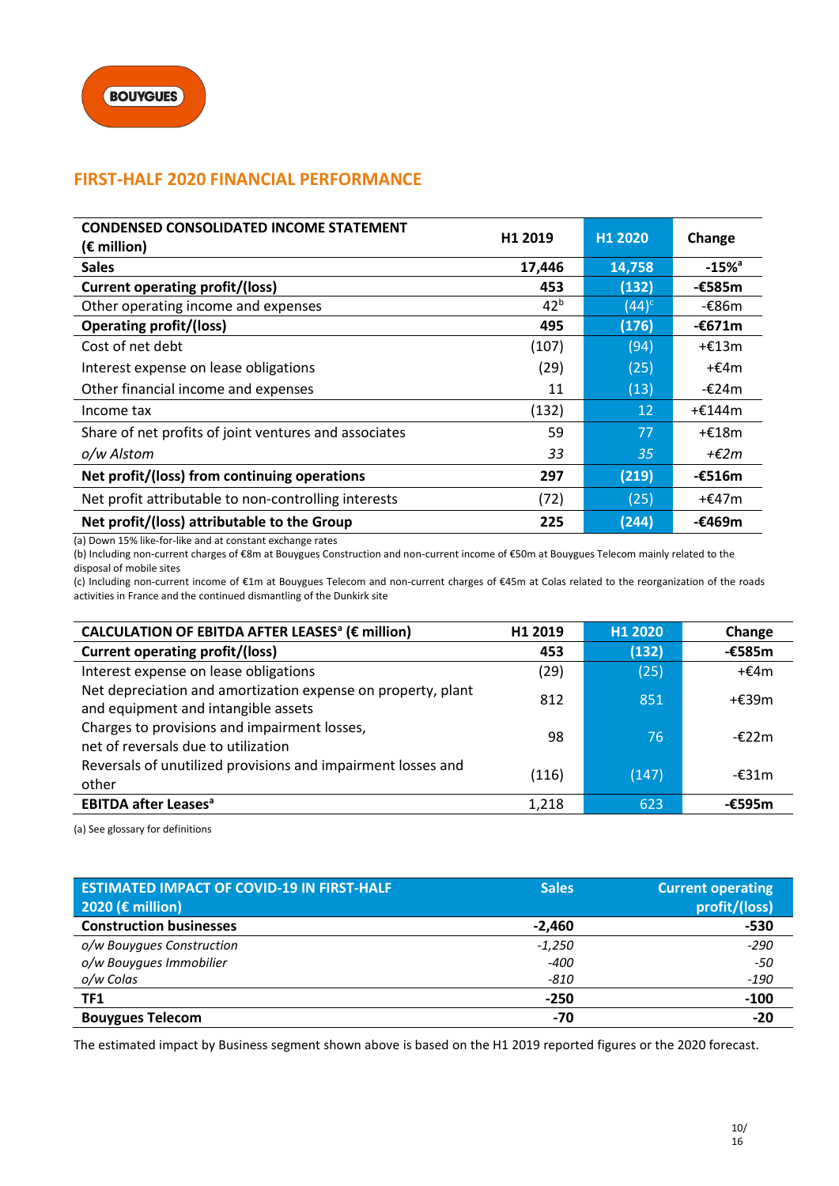## FIRST-HALF 2020 FINANCIAL PERFORMANCE

| CONDENSED CONSOLIDATED INCOME STATEMENT (€ million) | H1 2019 | H1 2020 | Change |
|---|---|---|---|
| **Sales** | **17,446** | **14,758** | **-15%[a]** |
| **Current operating profit/(loss)** | **453** | **(132)** | **-€585m** |
| Other operating income and expenses | 42[b] | (44)[c] | -€86m |
| **Operating profit/(loss)** | **495** | **(176)** | **-€671m** |
| Cost of net debt | (107) | (94) | +€13m |
| Interest expense on lease obligations | (29) | (25) | +€4m |
| Other financial income and expenses | 11 | (13) | -€24m |
| Income tax | (132) | 12 | +€144m |
| Share of net profits of joint ventures and associates | 59 | 77 | +€18m |
| *o/w Alstom* | *33* | *35* | *+€2m* |
| **Net profit/(loss) from continuing operations** | **297** | **(219)** | **-€516m** |
| Net profit attributable to non-controlling interests | (72) | (25) | +€47m |
| **Net profit/(loss) attributable to the Group** | **225** | **(244)** | **-€469m** |

(a) Down 15% like-for-like and at constant exchange rates
(b) Including non-current charges of €8m at Bouygues Construction and non-current income of €50m at Bouygues Telecom mainly related to the disposal of mobile sites
(c) Including non-current income of €1m at Bouygues Telecom and non-current charges of €45m at Colas related to the reorganization of the roads activities in France and the continued dismantling of the Dunkirk site

| CALCULATION OF EBITDA AFTER LEASES[a] (€ million) | H1 2019 | H1 2020 | Change |
|---|---|---|---|
| **Current operating profit/(loss)** | **453** | **(132)** | **-€585m** |
| Interest expense on lease obligations | (29) | (25) | +€4m |
| Net depreciation and amortization expense on property, plant and equipment and intangible assets | 812 | 851 | +€39m |
| Charges to provisions and impairment losses, net of reversals due to utilization | 98 | 76 | -€22m |
| Reversals of unutilized provisions and impairment losses and other | (116) | (147) | -€31m |
| **EBITDA after Leases[a]** | 1,218 | 623 | **-€595m** |

(a) See glossary for definitions

| ESTIMATED IMPACT OF COVID-19 IN FIRST-HALF 2020 (€ million) | Sales | Current operating profit/(loss) |
|---|---|---|
| **Construction businesses** | **-2,460** | **-530** |
| *o/w Bouygues Construction* | *-1,250* | *-290* |
| *o/w Bouygues Immobilier* | *-400* | *-50* |
| *o/w Colas* | *-810* | *-190* |
| **TF1** | **-250** | **-100** |
| **Bouygues Telecom** | **-70** | **-20** |

The estimated impact by Business segment shown above is based on the H1 2019 reported figures or the 2020 forecast.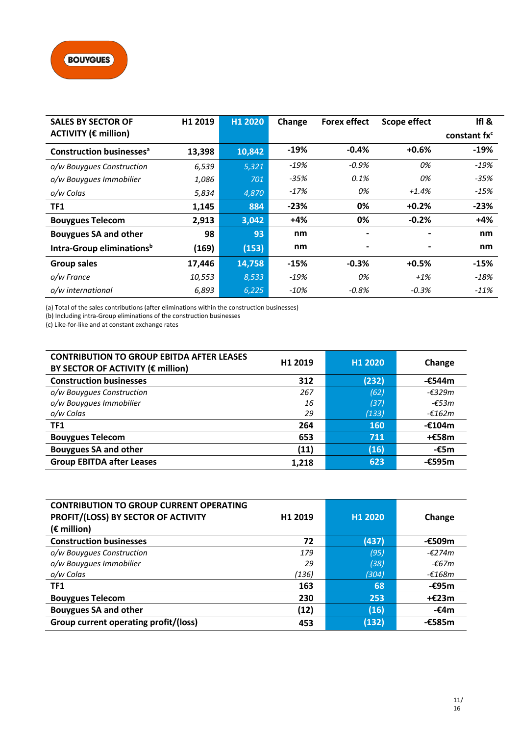| SALES BY SECTOR OF ACTIVITY (€ million) | H1 2019 | H1 2020 | Change | Forex effect | Scope effect | lfl & constant fx[c] |
|---|---|---|---|---|---|---|
| **Construction businesses[a]** | **13,398** | **10,842** | **-19%** | **-0.4%** | **+0.6%** | **-19%** |
| *o/w Bouygues Construction* | *6,539* | *5,321* | *-19%* | *-0.9%* | *0%* | *-19%* |
| *o/w Bouygues Immobilier* | *1,086* | *701* | *-35%* | *0.1%* | *0%* | *-35%* |
| *o/w Colas* | *5,834* | *4,870* | *-17%* | *0%* | *+1.4%* | *-15%* |
| **TF1** | **1,145** | **884** | **-23%** | **0%** | **+0.2%** | **-23%** |
| **Bouygues Telecom** | **2,913** | **3,042** | **+4%** | **0%** | **-0.2%** | **+4%** |
| **Bouygues SA and other** | **98** | **93** | **nm** | **-** | **-** | **nm** |
| **Intra-Group eliminations[b]** | **(169)** | **(153)** | **nm** | **-** | **-** | **nm** |
| **Group sales** | **17,446** | **14,758** | **-15%** | **-0.3%** | **+0.5%** | **-15%** |
| *o/w France* | *10,553* | *8,533* | *-19%* | *0%* | *+1%* | *-18%* |
| *o/w international* | *6,893* | *6,225* | *-10%* | *-0.8%* | *-0.3%* | *-11%* |

(a) Total of the sales contributions (after eliminations within the construction businesses)
(b) Including intra-Group eliminations of the construction businesses
(c) Like-for-like and at constant exchange rates

| CONTRIBUTION TO GROUP EBITDA AFTER LEASES BY SECTOR OF ACTIVITY (€ million) | H1 2019 | H1 2020 | Change |
|---|---|---|---|
| **Construction businesses** | **312** | **(232)** | **-€544m** |
| *o/w Bouygues Construction* | *267* | *(62)* | *-€329m* |
| *o/w Bouygues Immobilier* | *16* | *(37)* | *-€53m* |
| *o/w Colas* | *29* | *(133)* | *-€162m* |
| **TF1** | **264** | **160** | **-€104m** |
| **Bouygues Telecom** | **653** | **711** | **+€58m** |
| **Bouygues SA and other** | **(11)** | **(16)** | **-€5m** |
| **Group EBITDA after Leases** | **1,218** | **623** | **-€595m** |

| CONTRIBUTION TO GROUP CURRENT OPERATING PROFIT/(LOSS) BY SECTOR OF ACTIVITY (€ million) | H1 2019 | H1 2020 | Change |
|---|---|---|---|
| **Construction businesses** | **72** | **(437)** | **-€509m** |
| *o/w Bouygues Construction* | *179* | *(95)* | *-€274m* |
| *o/w Bouygues Immobilier* | *29* | *(38)* | *-€67m* |
| *o/w Colas* | *(136)* | *(304)* | *-€168m* |
| **TF1** | **163** | **68** | **-€95m** |
| **Bouygues Telecom** | **230** | **253** | **+€23m** |
| **Bouygues SA and other** | **(12)** | **(16)** | **-€4m** |
| **Group current operating profit/(loss)** | **453** | **(132)** | **-€585m** |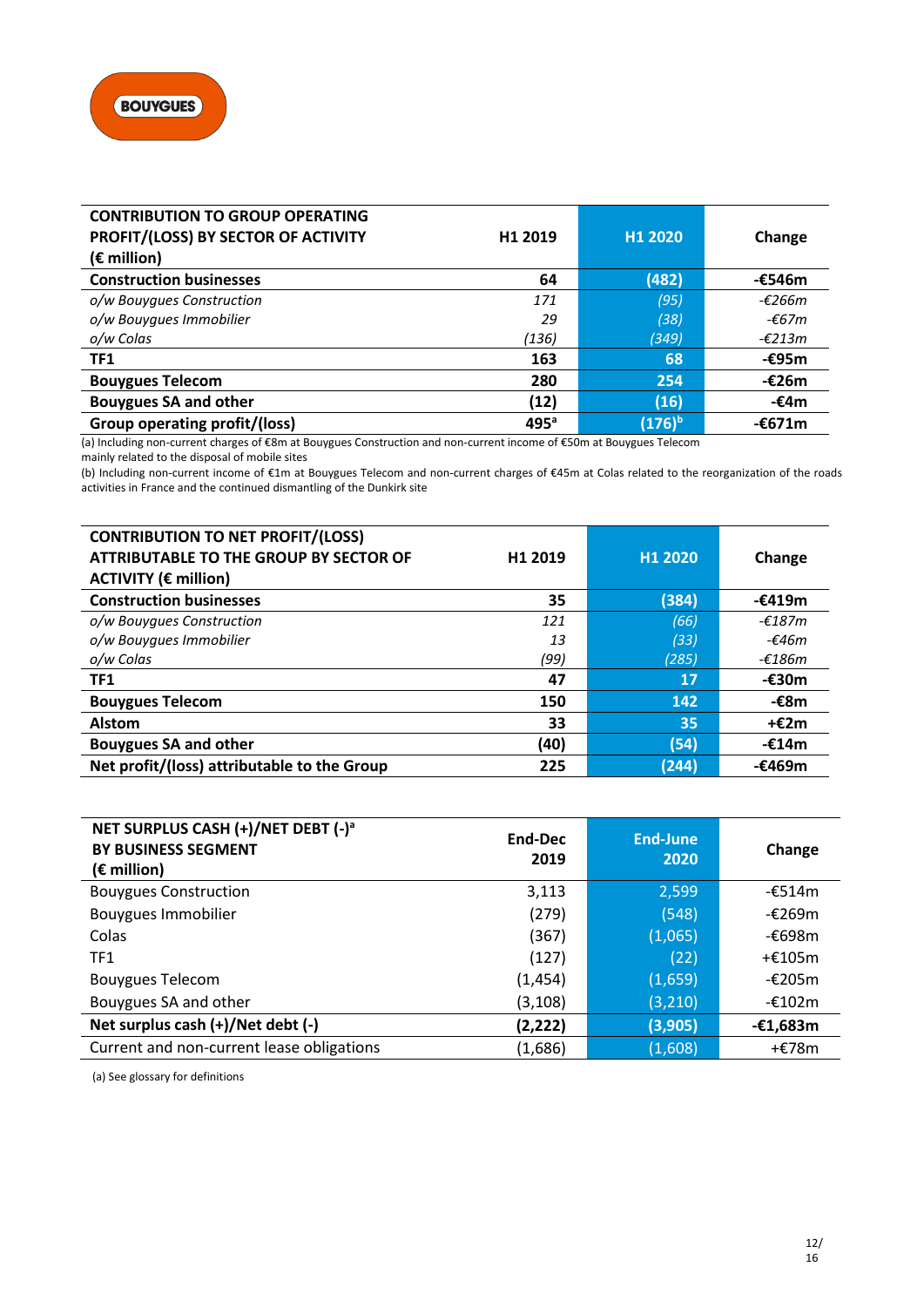| CONTRIBUTION TO GROUP OPERATING PROFIT/(LOSS) BY SECTOR OF ACTIVITY (€ million) | H1 2019 | H1 2020 | Change |
|---|---|---|---|
| **Construction businesses** | **64** | **(482)** | **-€546m** |
| *o/w Bouygues Construction* | *171* | *(95)* | *-€266m* |
| *o/w Bouygues Immobilier* | *29* | *(38)* | *-€67m* |
| *o/w Colas* | *(136)* | *(349)* | *-€213m* |
| **TF1** | **163** | **68** | **-€95m** |
| **Bouygues Telecom** | **280** | **254** | **-€26m** |
| **Bouygues SA and other** | **(12)** | **(16)** | **-€4m** |
| **Group operating profit/(loss)** | **495[a]** | **(176)[b]** | **-€671m** |

(a) Including non-current charges of €8m at Bouygues Construction and non-current income of €50m at Bouygues Telecom mainly related to the disposal of mobile sites

(b) Including non-current income of €1m at Bouygues Telecom and non-current charges of €45m at Colas related to the reorganization of the roads activities in France and the continued dismantling of the Dunkirk site

| CONTRIBUTION TO NET PROFIT/(LOSS) ATTRIBUTABLE TO THE GROUP BY SECTOR OF ACTIVITY (€ million) | H1 2019 | H1 2020 | Change |
|---|---|---|---|
| **Construction businesses** | **35** | **(384)** | **-€419m** |
| *o/w Bouygues Construction* | *121* | *(66)* | *-€187m* |
| *o/w Bouygues Immobilier* | *13* | *(33)* | *-€46m* |
| *o/w Colas* | *(99)* | *(285)* | *-€186m* |
| **TF1** | **47** | **17** | **-€30m** |
| **Bouygues Telecom** | **150** | **142** | **-€8m** |
| **Alstom** | **33** | **35** | **+€2m** |
| **Bouygues SA and other** | **(40)** | **(54)** | **-€14m** |
| **Net profit/(loss) attributable to the Group** | **225** | **(244)** | **-€469m** |

| NET SURPLUS CASH (+)/NET DEBT (-)[a] BY BUSINESS SEGMENT (€ million) | End-Dec 2019 | End-June 2020 | Change |
|---|---|---|---|
| Bouygues Construction | 3,113 | 2,599 | -€514m |
| Bouygues Immobilier | (279) | (548) | -€269m |
| Colas | (367) | (1,065) | -€698m |
| TF1 | (127) | (22) | +€105m |
| Bouygues Telecom | (1,454) | (1,659) | -€205m |
| Bouygues SA and other | (3,108) | (3,210) | -€102m |
| **Net surplus cash (+)/Net debt (-)** | **(2,222)** | **(3,905)** | **-€1,683m** |
| Current and non-current lease obligations | (1,686) | (1,608) | +€78m |

(a) See glossary for definitions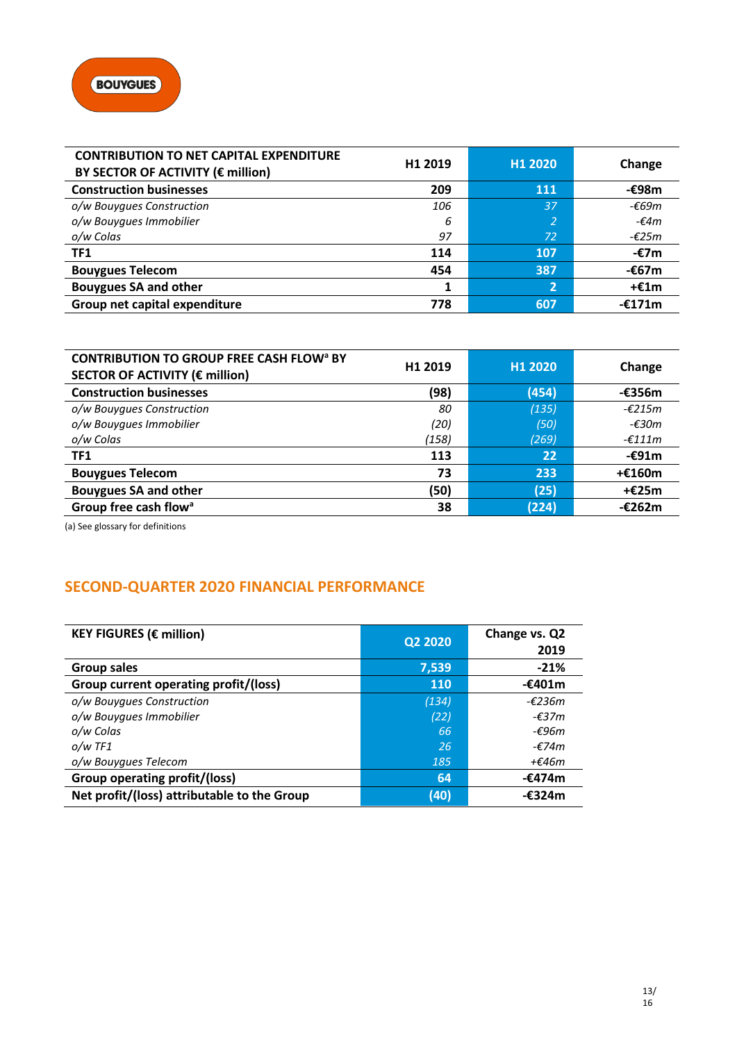| CONTRIBUTION TO NET CAPITAL EXPENDITURE BY SECTOR OF ACTIVITY (€ million) | H1 2019 | H1 2020 | Change |
|---|---|---|---|
| **Construction businesses** | **209** | **111** | **-€98m** |
| *o/w Bouygues Construction* | *106* | *37* | *-€69m* |
| *o/w Bouygues Immobilier* | *6* | *2* | *-€4m* |
| *o/w Colas* | *97* | *72* | *-€25m* |
| **TF1** | **114** | **107** | **-€7m** |
| **Bouygues Telecom** | **454** | **387** | **-€67m** |
| **Bouygues SA and other** | **1** | **2** | **+€1m** |
| **Group net capital expenditure** | **778** | **607** | **-€171m** |

| CONTRIBUTION TO GROUP FREE CASH FLOW[a] BY SECTOR OF ACTIVITY (€ million) | H1 2019 | H1 2020 | Change |
|---|---|---|---|
| **Construction businesses** | **(98)** | **(454)** | **-€356m** |
| *o/w Bouygues Construction* | *80* | *(135)* | *-€215m* |
| *o/w Bouygues Immobilier* | *(20)* | *(50)* | *-€30m* |
| *o/w Colas* | *(158)* | *(269)* | *-€111m* |
| **TF1** | **113** | **22** | **-€91m** |
| **Bouygues Telecom** | **73** | **233** | **+€160m** |
| **Bouygues SA and other** | **(50)** | **(25)** | **+€25m** |
| **Group free cash flow[a]** | **38** | **(224)** | **-€262m** |

(a) See glossary for definitions

## SECOND-QUARTER 2020 FINANCIAL PERFORMANCE

| KEY FIGURES (€ million) | Q2 2020 | Change vs. Q2 2019 |
|---|---|---|
| **Group sales** | **7,539** | **-21%** |
| **Group current operating profit/(loss)** | **110** | **-€401m** |
| *o/w Bouygues Construction* | *(134)* | *-€236m* |
| *o/w Bouygues Immobilier* | *(22)* | *-€37m* |
| *o/w Colas* | *66* | *-€96m* |
| *o/w TF1* | *26* | *-€74m* |
| *o/w Bouygues Telecom* | *185* | *+€46m* |
| **Group operating profit/(loss)** | **64** | **-€474m** |
| **Net profit/(loss) attributable to the Group** | **(40)** | **-€324m** |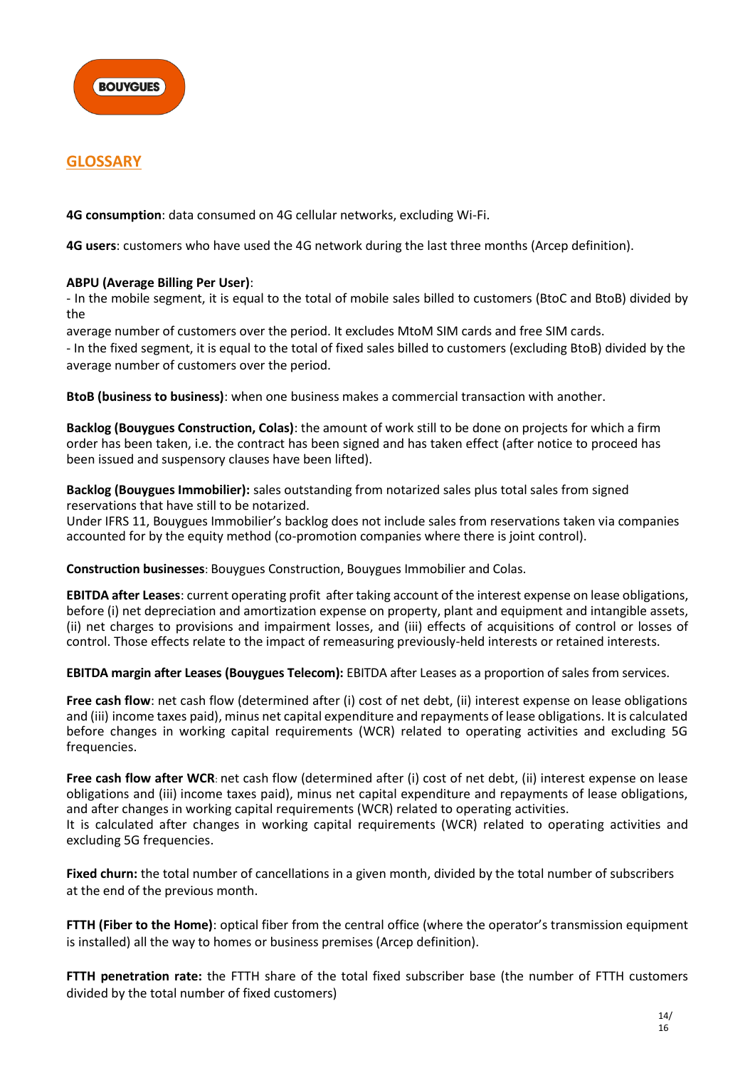## GLOSSARY

**4G consumption**: data consumed on 4G cellular networks, excluding Wi-Fi.

**4G users**: customers who have used the 4G network during the last three months (Arcep definition).

**ABPU (Average Billing Per User)**:
- In the mobile segment, it is equal to the total of mobile sales billed to customers (BtoC and BtoB) divided by the average number of customers over the period. It excludes MtoM SIM cards and free SIM cards.
- In the fixed segment, it is equal to the total of fixed sales billed to customers (excluding BtoB) divided by the average number of customers over the period.

**BtoB (business to business)**: when one business makes a commercial transaction with another.

**Backlog (Bouygues Construction, Colas)**: the amount of work still to be done on projects for which a firm order has been taken, i.e. the contract has been signed and has taken effect (after notice to proceed has been issued and suspensory clauses have been lifted).

**Backlog (Bouygues Immobilier):** sales outstanding from notarized sales plus total sales from signed reservations that have still to be notarized.
Under IFRS 11, Bouygues Immobilier's backlog does not include sales from reservations taken via companies accounted for by the equity method (co-promotion companies where there is joint control).

**Construction businesses**: Bouygues Construction, Bouygues Immobilier and Colas.

**EBITDA after Leases**: current operating profit after taking account of the interest expense on lease obligations, before (i) net depreciation and amortization expense on property, plant and equipment and intangible assets, (ii) net charges to provisions and impairment losses, and (iii) effects of acquisitions of control or losses of control. Those effects relate to the impact of remeasuring previously-held interests or retained interests.

**EBITDA margin after Leases (Bouygues Telecom):** EBITDA after Leases as a proportion of sales from services.

**Free cash flow**: net cash flow (determined after (i) cost of net debt, (ii) interest expense on lease obligations and (iii) income taxes paid), minus net capital expenditure and repayments of lease obligations. It is calculated before changes in working capital requirements (WCR) related to operating activities and excluding 5G frequencies.

**Free cash flow after WCR**: net cash flow (determined after (i) cost of net debt, (ii) interest expense on lease obligations and (iii) income taxes paid), minus net capital expenditure and repayments of lease obligations, and after changes in working capital requirements (WCR) related to operating activities.
It is calculated after changes in working capital requirements (WCR) related to operating activities and excluding 5G frequencies.

**Fixed churn:** the total number of cancellations in a given month, divided by the total number of subscribers at the end of the previous month.

**FTTH (Fiber to the Home)**: optical fiber from the central office (where the operator's transmission equipment is installed) all the way to homes or business premises (Arcep definition).

**FTTH penetration rate:** the FTTH share of the total fixed subscriber base (the number of FTTH customers divided by the total number of fixed customers)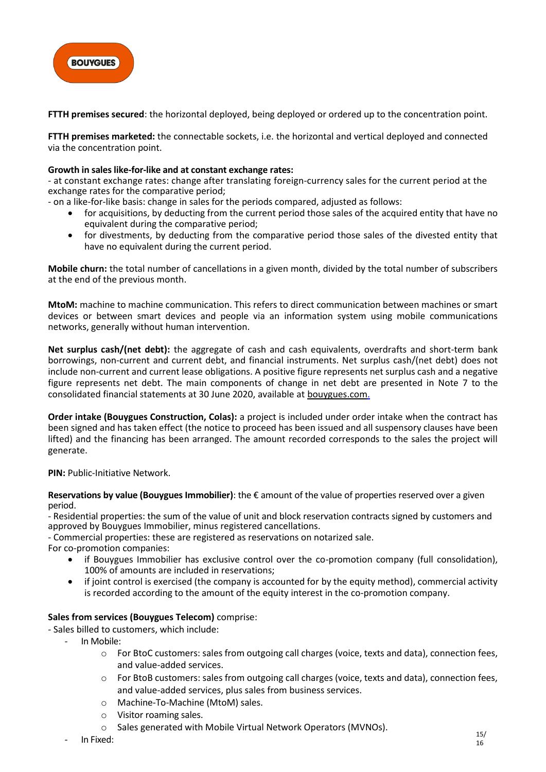**FTTH premises secured**: the horizontal deployed, being deployed or ordered up to the concentration point.

**FTTH premises marketed:** the connectable sockets, i.e. the horizontal and vertical deployed and connected via the concentration point.

**Growth in sales like-for-like and at constant exchange rates:**
- at constant exchange rates: change after translating foreign-currency sales for the current period at the exchange rates for the comparative period;
- on a like-for-like basis: change in sales for the periods compared, adjusted as follows:
    - for acquisitions, by deducting from the current period those sales of the acquired entity that have no equivalent during the comparative period;
    - for divestments, by deducting from the comparative period those sales of the divested entity that have no equivalent during the current period.

**Mobile churn:** the total number of cancellations in a given month, divided by the total number of subscribers at the end of the previous month.

**MtoM:** machine to machine communication. This refers to direct communication between machines or smart devices or between smart devices and people via an information system using mobile communications networks, generally without human intervention.

**Net surplus cash/(net debt):** the aggregate of cash and cash equivalents, overdrafts and short-term bank borrowings, non-current and current debt, and financial instruments. Net surplus cash/(net debt) does not include non-current and current lease obligations. A positive figure represents net surplus cash and a negative figure represents net debt. The main components of change in net debt are presented in Note 7 to the consolidated financial statements at 30 June 2020, available at bouygues.com.

**Order intake (Bouygues Construction, Colas):** a project is included under order intake when the contract has been signed and has taken effect (the notice to proceed has been issued and all suspensory clauses have been lifted) and the financing has been arranged. The amount recorded corresponds to the sales the project will generate.

**PIN:** Public-Initiative Network.

**Reservations by value (Bouygues Immobilier)**: the € amount of the value of properties reserved over a given period.
- Residential properties: the sum of the value of unit and block reservation contracts signed by customers and approved by Bouygues Immobilier, minus registered cancellations.
- Commercial properties: these are registered as reservations on notarized sale.

For co-promotion companies:
- if Bouygues Immobilier has exclusive control over the co-promotion company (full consolidation), 100% of amounts are included in reservations;
- if joint control is exercised (the company is accounted for by the equity method), commercial activity is recorded according to the amount of the equity interest in the co-promotion company.

**Sales from services (Bouygues Telecom)** comprise:
- Sales billed to customers, which include:
    - In Mobile:
        - For BtoC customers: sales from outgoing call charges (voice, texts and data), connection fees, and value-added services.
        - For BtoB customers: sales from outgoing call charges (voice, texts and data), connection fees, and value-added services, plus sales from business services.
        - Machine-To-Machine (MtoM) sales.
        - Visitor roaming sales.
        - Sales generated with Mobile Virtual Network Operators (MVNOs).
    - In Fixed: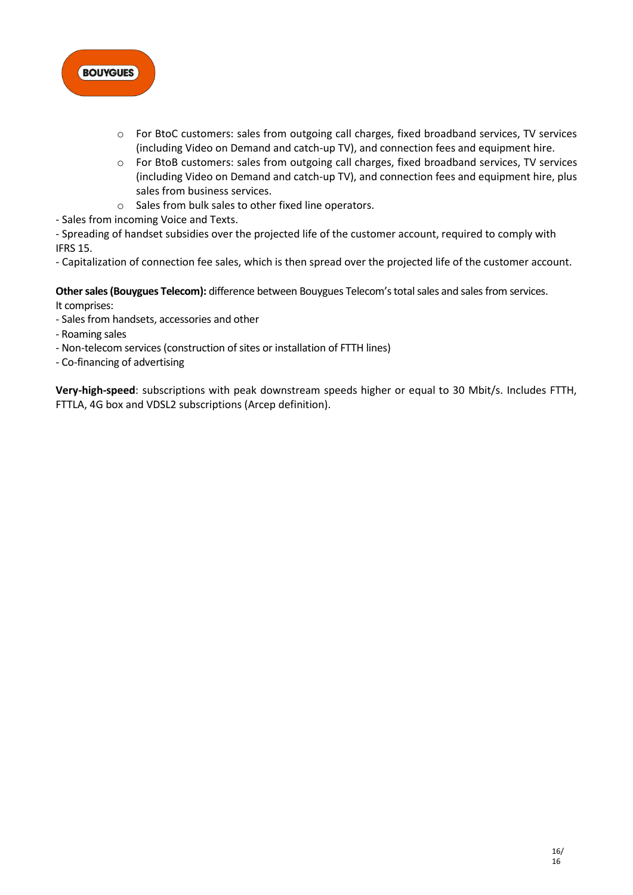- For BtoC customers: sales from outgoing call charges, fixed broadband services, TV services (including Video on Demand and catch-up TV), and connection fees and equipment hire.
  - For BtoB customers: sales from outgoing call charges, fixed broadband services, TV services (including Video on Demand and catch-up TV), and connection fees and equipment hire, plus sales from business services.
  - Sales from bulk sales to other fixed line operators.

- Sales from incoming Voice and Texts.
- Spreading of handset subsidies over the projected life of the customer account, required to comply with IFRS 15.
- Capitalization of connection fee sales, which is then spread over the projected life of the customer account.

**Other sales (Bouygues Telecom):** difference between Bouygues Telecom's total sales and sales from services.
It comprises:

- Sales from handsets, accessories and other
- Roaming sales
- Non-telecom services (construction of sites or installation of FTTH lines)
- Co-financing of advertising

**Very-high-speed**: subscriptions with peak downstream speeds higher or equal to 30 Mbit/s. Includes FTTH, FTTLA, 4G box and VDSL2 subscriptions (Arcep definition).